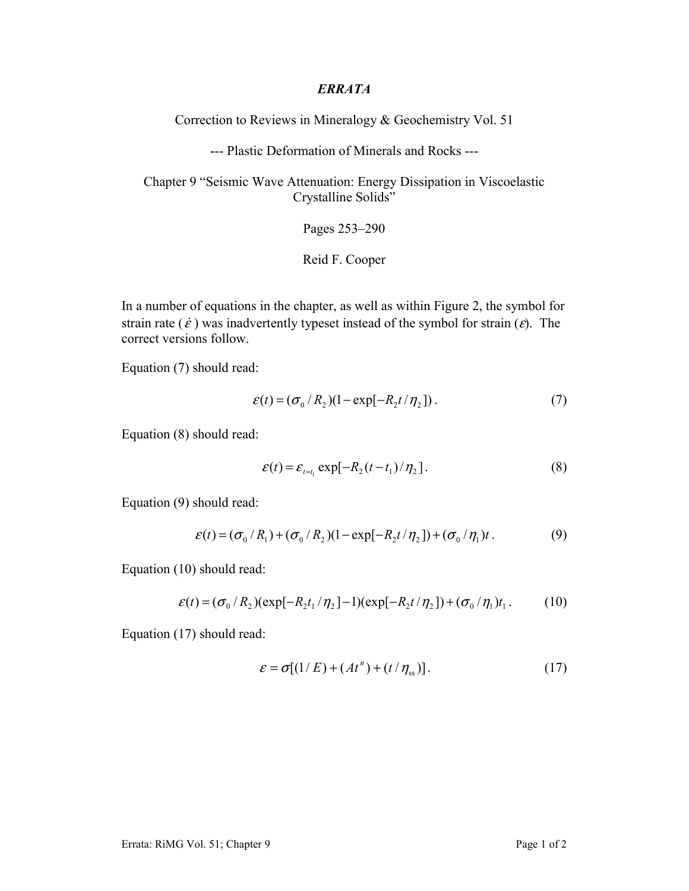# *ERRATA*

Correction to Reviews in Mineralogy & Geochemistry Vol. 51

--- Plastic Deformation of Minerals and Rocks ---

Chapter 9 "Seismic Wave Attenuation: Energy Dissipation in Viscoelastic Crystalline Solids"

Pages 253–290

Reid F. Cooper

In a number of equations in the chapter, as well as within Figure 2, the symbol for strain rate ($\dot{\varepsilon}$) was inadvertently typeset instead of the symbol for strain ($\varepsilon$). The correct versions follow.

Equation (7) should read:

$$\varepsilon(t) = (\sigma_0 / R_2)(1 - \exp[-R_2 t / \eta_2]) \,. \tag{7}$$

Equation (8) should read:

$$\varepsilon(t) = \varepsilon_{t=t_1} \exp[-R_2 (t - t_1) / \eta_2] \,. \tag{8}$$

Equation (9) should read:

$$\varepsilon(t) = (\sigma_0 / R_1) + (\sigma_0 / R_2)(1 - \exp[-R_2 t / \eta_2]) + (\sigma_0 / \eta_1) t \,. \tag{9}$$

Equation (10) should read:

$$\varepsilon(t) = (\sigma_0 / R_2)(\exp[-R_2 t_1 / \eta_2] - 1)(\exp[-R_2 t / \eta_2]) + (\sigma_0 / \eta_1) t_1 \,. \tag{10}$$

Equation (17) should read:

$$\varepsilon = \sigma[(1/E) + (At^n) + (t / \eta_{ss})] \,. \tag{17}$$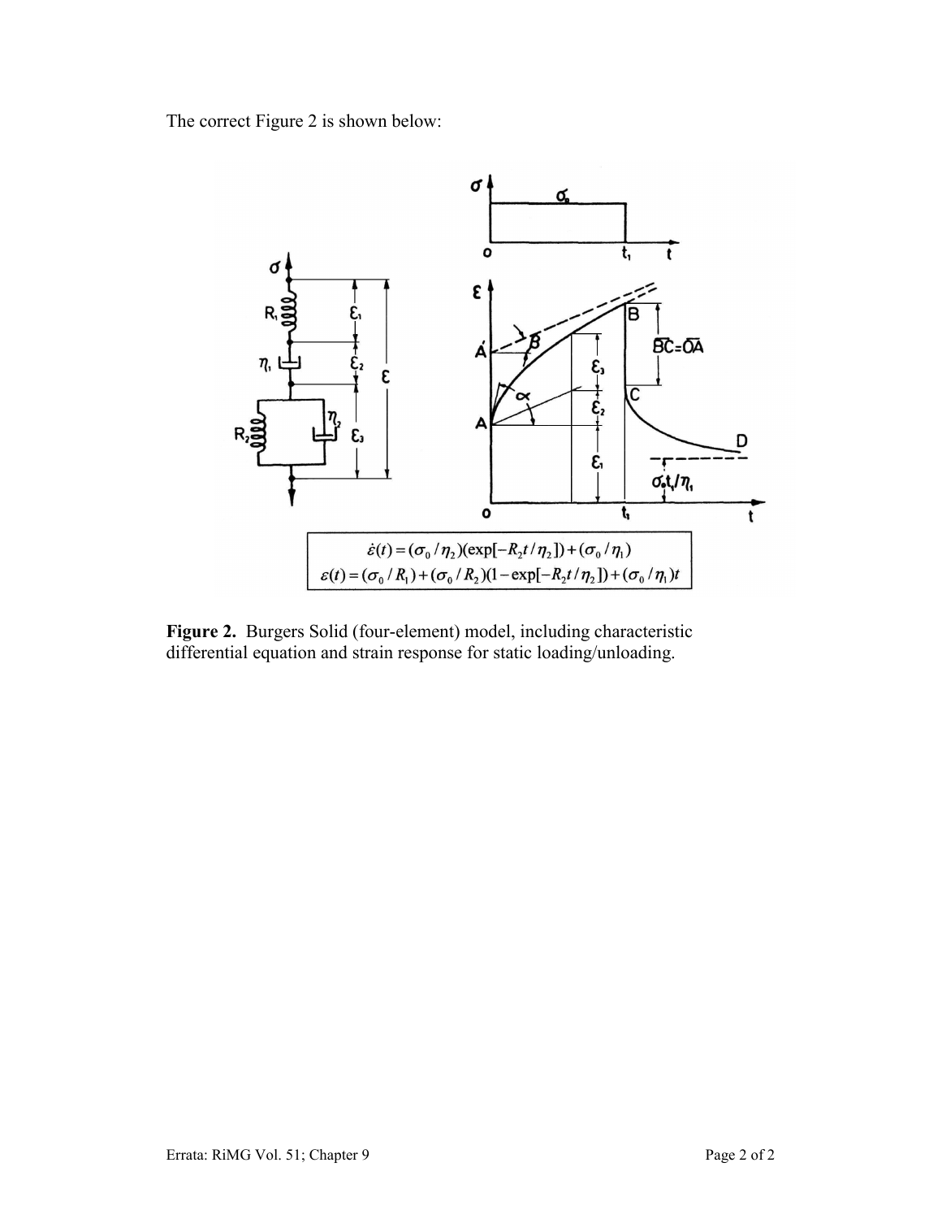The correct Figure 2 is shown below:

σ

σ₀

o

t₁

t

σ

R₁

ε₁

η₁

ε₂

ε

R₂

η₂

ε₃

ε

A′

β

B

BC = OA

ε₃

α

ε₂

C

A

ε₁

D

σ₀t₁/η₁

o

t₁

t

$$\dot{\varepsilon}(t) = (\sigma_0 / \eta_2)(\exp[-R_2 t / \eta_2]) + (\sigma_0 / \eta_1)$$

$$\varepsilon(t) = (\sigma_0 / R_1) + (\sigma_0 / R_2)(1 - \exp[-R_2 t / \eta_2]) + (\sigma_0 / \eta_1)t$$

**Figure 2.** Burgers Solid (four-element) model, including characteristic differential equation and strain response for static loading/unloading.